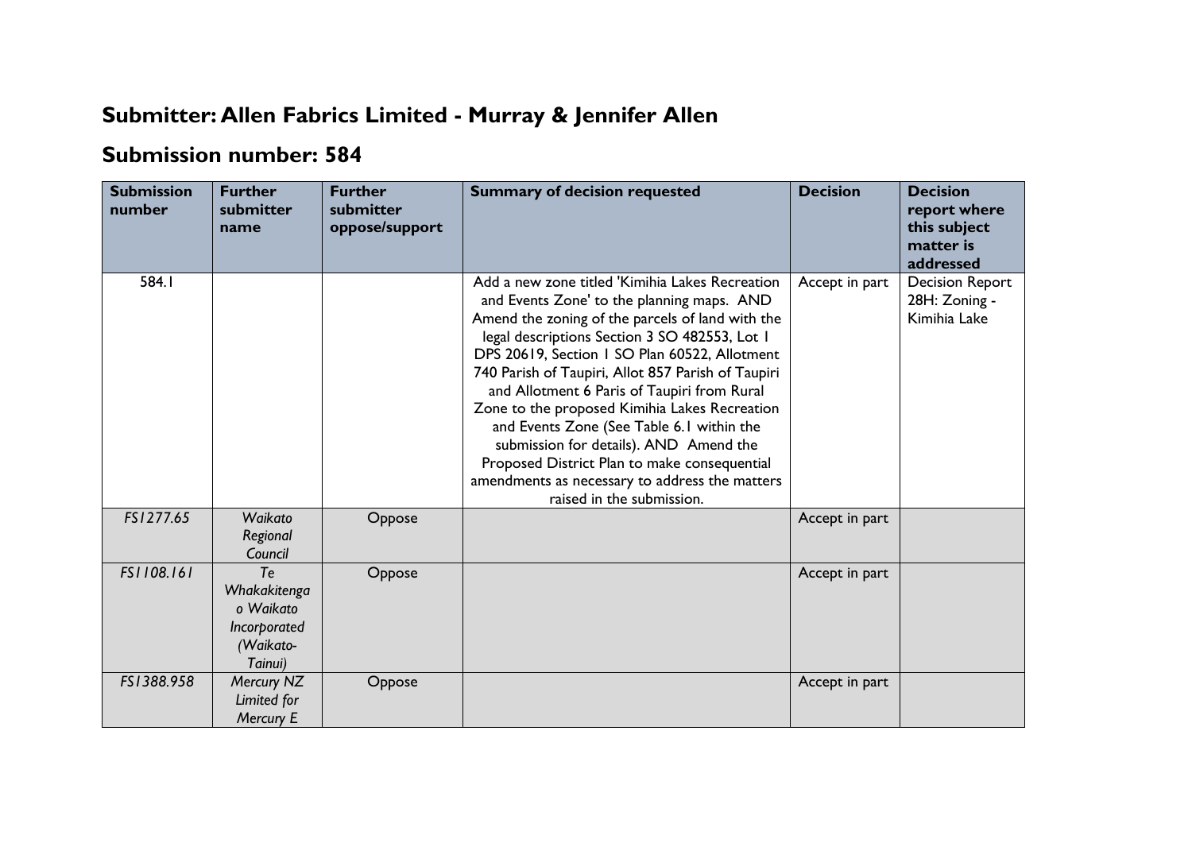## Submitter: Allen Fabrics Limited - Murray & Jennifer Allen

## Submission number: 584

| Submission number | Further submitter name | Further submitter oppose/support | Summary of decision requested | Decision | Decision report where this subject matter is addressed |
|---|---|---|---|---|---|
| 584.1 | | | Add a new zone titled 'Kimihia Lakes Recreation and Events Zone' to the planning maps. AND Amend the zoning of the parcels of land with the legal descriptions Section 3 SO 482553, Lot 1 DPS 20619, Section 1 SO Plan 60522, Allotment 740 Parish of Taupiri, Allot 857 Parish of Taupiri and Allotment 6 Paris of Taupiri from Rural Zone to the proposed Kimihia Lakes Recreation and Events Zone (See Table 6.1 within the submission for details). AND Amend the Proposed District Plan to make consequential amendments as necessary to address the matters raised in the submission. | Accept in part | Decision Report 28H: Zoning - Kimihia Lake |
| *FS1277.65* | *Waikato Regional Council* | Oppose | | Accept in part | |
| *FS1108.161* | *Te Whakakitenga o Waikato Incorporated (Waikato-Tainui)* | Oppose | | Accept in part | |
| *FS1388.958* | *Mercury NZ Limited for Mercury E* | Oppose | | Accept in part | |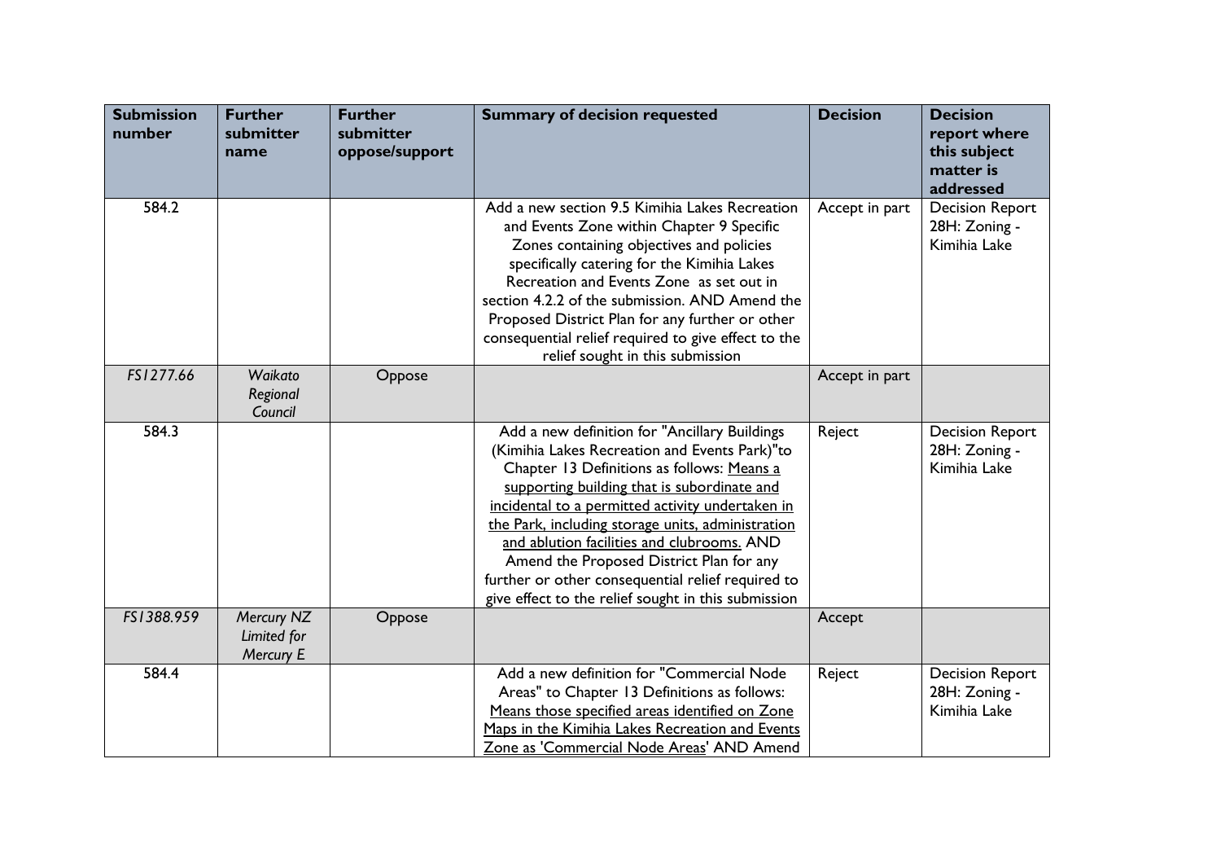| Submission number | Further submitter name | Further submitter oppose/support | Summary of decision requested | Decision | Decision report where this subject matter is addressed |
|---|---|---|---|---|---|
| 584.2 | | | Add a new section 9.5 Kimihia Lakes Recreation and Events Zone within Chapter 9 Specific Zones containing objectives and policies specifically catering for the Kimihia Lakes Recreation and Events Zone as set out in section 4.2.2 of the submission. AND Amend the Proposed District Plan for any further or other consequential relief required to give effect to the relief sought in this submission | Accept in part | Decision Report 28H: Zoning - Kimihia Lake |
| *FS1277.66* | *Waikato Regional Council* | Oppose | | Accept in part | |
| 584.3 | | | Add a new definition for "Ancillary Buildings (Kimihia Lakes Recreation and Events Park)"to Chapter 13 Definitions as follows: <u>Means a supporting building that is subordinate and incidental to a permitted activity undertaken in the Park, including storage units, administration and ablution facilities and clubrooms.</u> AND Amend the Proposed District Plan for any further or other consequential relief required to give effect to the relief sought in this submission | Reject | Decision Report 28H: Zoning - Kimihia Lake |
| *FS1388.959* | *Mercury NZ Limited for Mercury E* | Oppose | | Accept | |
| 584.4 | | | Add a new definition for "Commercial Node Areas" to Chapter 13 Definitions as follows: <u>Means those specified areas identified on Zone Maps in the Kimihia Lakes Recreation and Events Zone as 'Commercial Node Areas'</u> AND Amend | Reject | Decision Report 28H: Zoning - Kimihia Lake |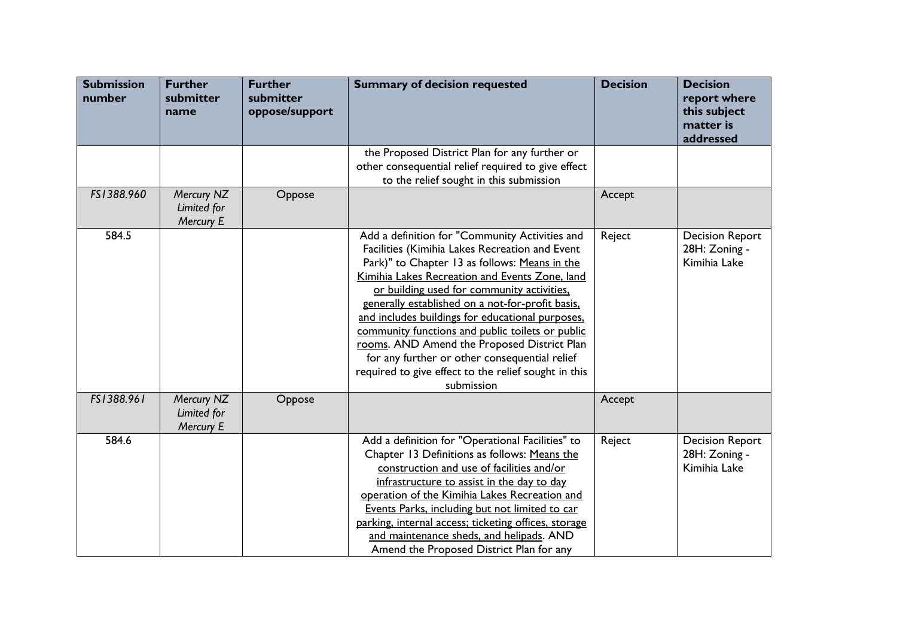| Submission number | Further submitter name | Further submitter oppose/support | Summary of decision requested | Decision | Decision report where this subject matter is addressed |
|---|---|---|---|---|---|
| | | | the Proposed District Plan for any further or other consequential relief required to give effect to the relief sought in this submission | | |
| *FS1388.960* | *Mercury NZ Limited for Mercury E* | Oppose | | Accept | |
| 584.5 | | | Add a definition for "Community Activities and Facilities (Kimihia Lakes Recreation and Event Park)" to Chapter 13 as follows: Means in the Kimihia Lakes Recreation and Events Zone, land or building used for community activities, generally established on a not-for-profit basis, and includes buildings for educational purposes, community functions and public toilets or public rooms. AND Amend the Proposed District Plan for any further or other consequential relief required to give effect to the relief sought in this submission | Reject | Decision Report 28H: Zoning - Kimihia Lake |
| *FS1388.961* | *Mercury NZ Limited for Mercury E* | Oppose | | Accept | |
| 584.6 | | | Add a definition for "Operational Facilities" to Chapter 13 Definitions as follows: Means the construction and use of facilities and/or infrastructure to assist in the day to day operation of the Kimihia Lakes Recreation and Events Parks, including but not limited to car parking, internal access; ticketing offices, storage and maintenance sheds, and helipads. AND Amend the Proposed District Plan for any | Reject | Decision Report 28H: Zoning - Kimihia Lake |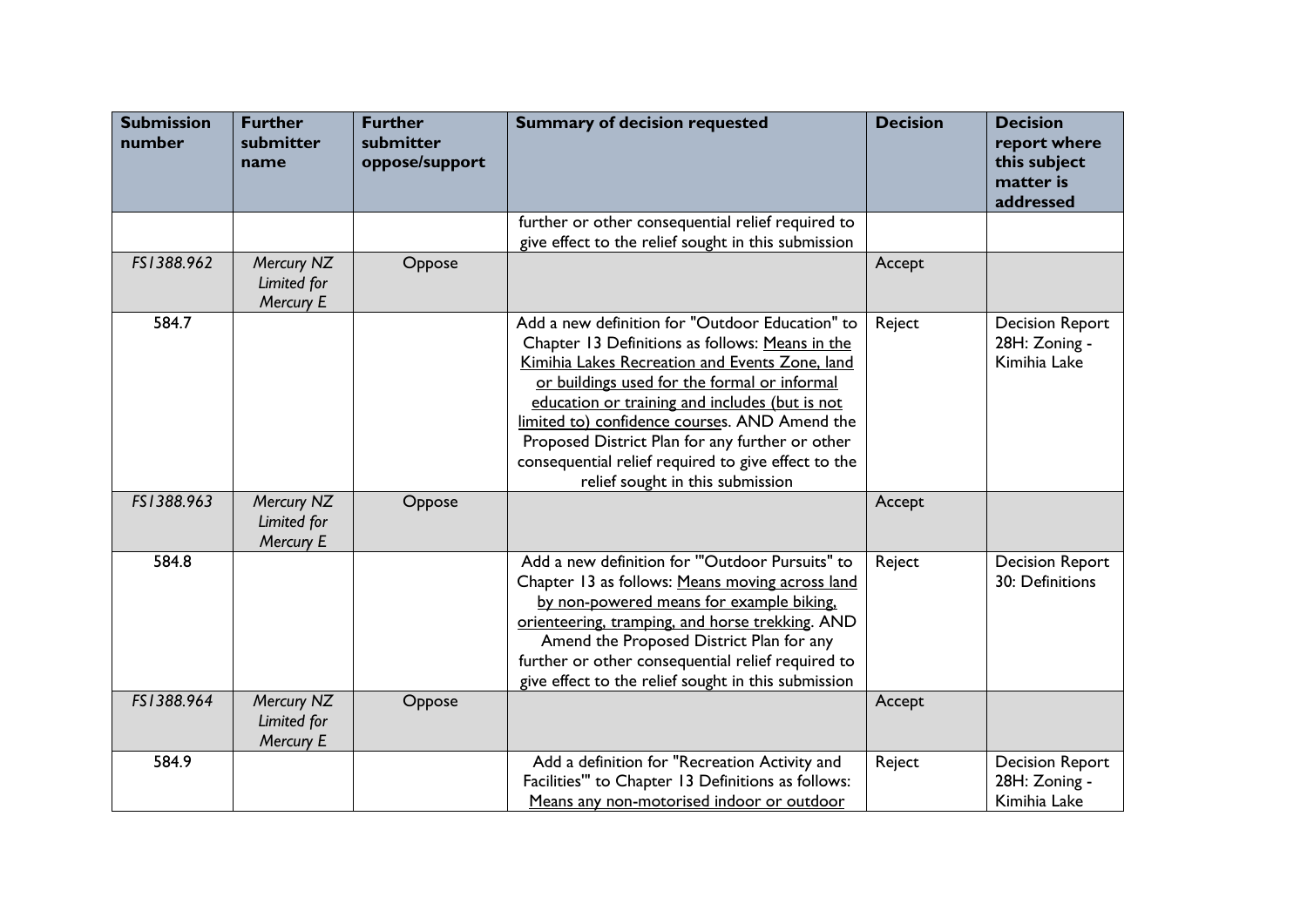| Submission number | Further submitter name | Further submitter oppose/support | Summary of decision requested | Decision | Decision report where this subject matter is addressed |
|---|---|---|---|---|---|
| | | | further or other consequential relief required to give effect to the relief sought in this submission | | |
| FS1388.962 | *Mercury NZ Limited for Mercury E* | Oppose | | Accept | |
| 584.7 | | | Add a new definition for "Outdoor Education" to Chapter 13 Definitions as follows: <u>Means in the Kimihia Lakes Recreation and Events Zone, land or buildings used for the formal or informal education or training and includes (but is not limited to) confidence course</u>s. AND Amend the Proposed District Plan for any further or other consequential relief required to give effect to the relief sought in this submission | Reject | Decision Report 28H: Zoning - Kimihia Lake |
| FS1388.963 | *Mercury NZ Limited for Mercury E* | Oppose | | Accept | |
| 584.8 | | | Add a new definition for '"Outdoor Pursuits" to Chapter 13 as follows: <u>Means moving across land by non-powered means for example biking, orienteering, tramping, and horse trekking</u>. AND Amend the Proposed District Plan for any further or other consequential relief required to give effect to the relief sought in this submission | Reject | Decision Report 30: Definitions |
| FS1388.964 | *Mercury NZ Limited for Mercury E* | Oppose | | Accept | |
| 584.9 | | | Add a definition for "Recreation Activity and Facilities'" to Chapter 13 Definitions as follows: <u>Means any non-motorised indoor or outdoor</u> | Reject | Decision Report 28H: Zoning - Kimihia Lake |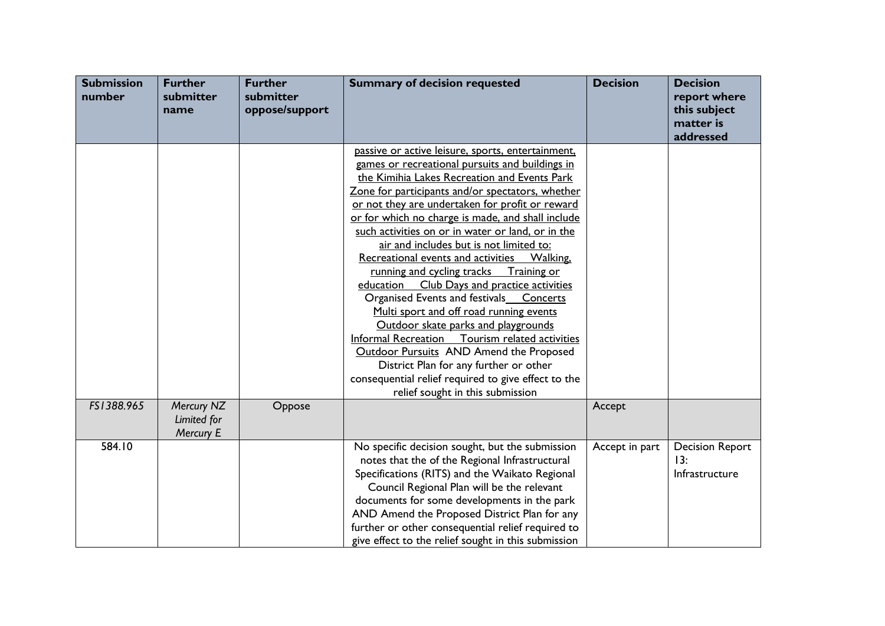| Submission number | Further submitter name | Further submitter oppose/support | Summary of decision requested | Decision | Decision report where this subject matter is addressed |
|---|---|---|---|---|---|
| | | | <u>passive or active leisure, sports, entertainment, games or recreational pursuits and buildings in the Kimihia Lakes Recreation and Events Park Zone for participants and/or spectators, whether or not they are undertaken for profit or reward or for which no charge is made, and shall include such activities on or in water or land, or in the air and includes but is not limited to: Recreational events and activities Walking, running and cycling tracks Training or education Club Days and practice activities</u> Organised Events and festivals <u>Concerts Multi sport and off road running events Outdoor skate parks and playgrounds Informal Recreation Tourism related activities Outdoor Pursuits</u> AND Amend the Proposed District Plan for any further or other consequential relief required to give effect to the relief sought in this submission | | |
| *FS1388.965* | *Mercury NZ Limited for Mercury E* | Oppose | | Accept | |
| 584.10 | | | No specific decision sought, but the submission notes that the of the Regional Infrastructural Specifications (RITS) and the Waikato Regional Council Regional Plan will be the relevant documents for some developments in the park AND Amend the Proposed District Plan for any further or other consequential relief required to give effect to the relief sought in this submission | Accept in part | Decision Report 13: Infrastructure |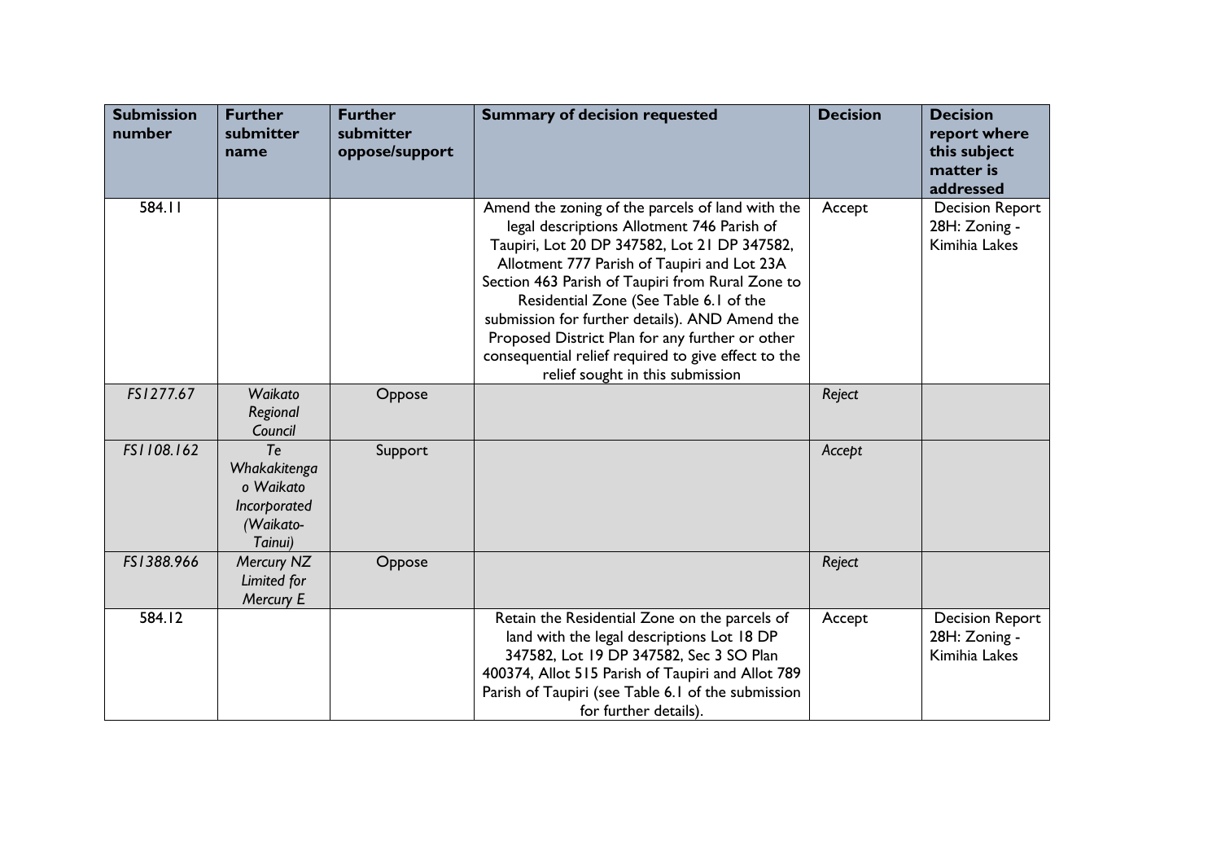| Submission number | Further submitter name | Further submitter oppose/support | Summary of decision requested | Decision | Decision report where this subject matter is addressed |
|---|---|---|---|---|---|
| 584.11 | | | Amend the zoning of the parcels of land with the legal descriptions Allotment 746 Parish of Taupiri, Lot 20 DP 347582, Lot 21 DP 347582, Allotment 777 Parish of Taupiri and Lot 23A Section 463 Parish of Taupiri from Rural Zone to Residential Zone (See Table 6.1 of the submission for further details). AND Amend the Proposed District Plan for any further or other consequential relief required to give effect to the relief sought in this submission | Accept | Decision Report 28H: Zoning - Kimihia Lakes |
| *FS1277.67* | *Waikato Regional Council* | Oppose | | *Reject* | |
| *FS1108.162* | *Te Whakakitenga o Waikato Incorporated (Waikato-Tainui)* | Support | | *Accept* | |
| *FS1388.966* | *Mercury NZ Limited for Mercury E* | Oppose | | *Reject* | |
| 584.12 | | | Retain the Residential Zone on the parcels of land with the legal descriptions Lot 18 DP 347582, Lot 19 DP 347582, Sec 3 SO Plan 400374, Allot 515 Parish of Taupiri and Allot 789 Parish of Taupiri (see Table 6.1 of the submission for further details). | Accept | Decision Report 28H: Zoning - Kimihia Lakes |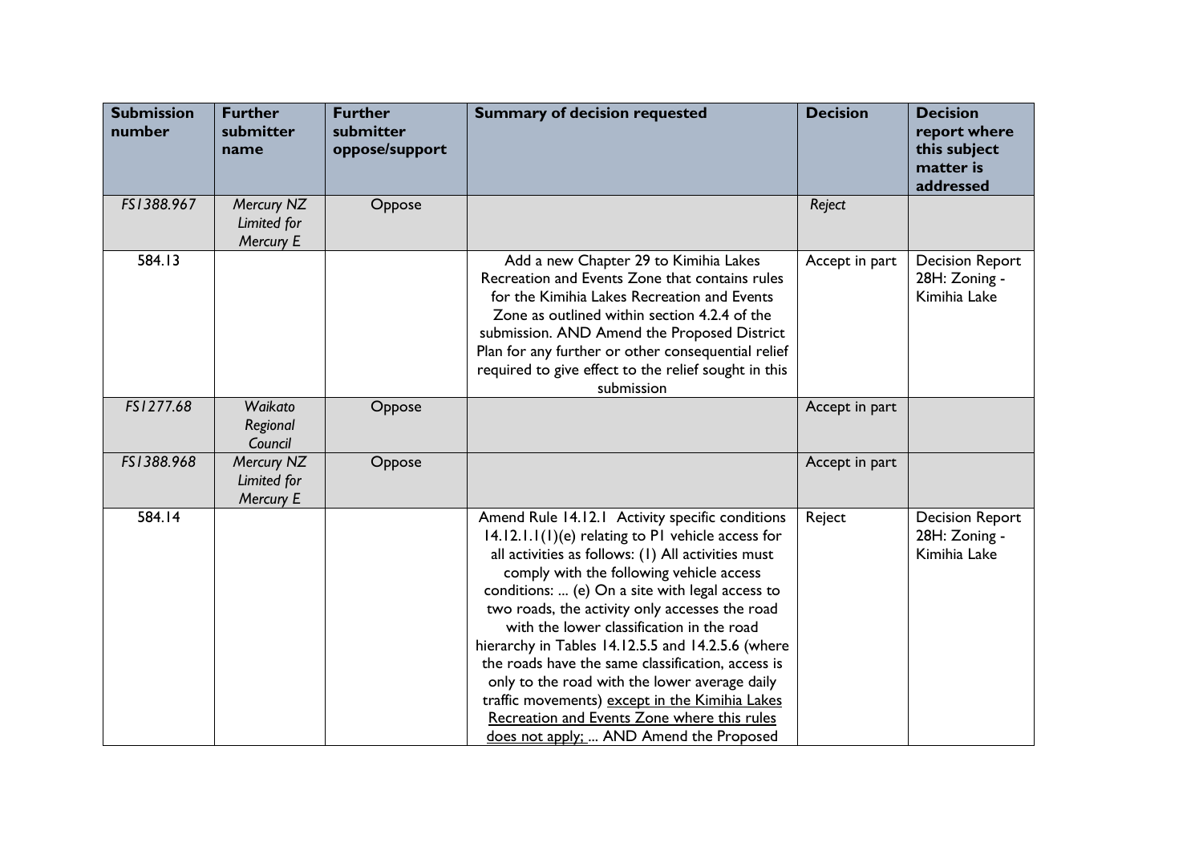| Submission number | Further submitter name | Further submitter oppose/support | Summary of decision requested | Decision | Decision report where this subject matter is addressed |
|---|---|---|---|---|---|
| FS1388.967 | *Mercury NZ Limited for Mercury E* | Oppose | | *Reject* | |
| 584.13 | | | Add a new Chapter 29 to Kimihia Lakes Recreation and Events Zone that contains rules for the Kimihia Lakes Recreation and Events Zone as outlined within section 4.2.4 of the submission. AND Amend the Proposed District Plan for any further or other consequential relief required to give effect to the relief sought in this submission | Accept in part | Decision Report 28H: Zoning - Kimihia Lake |
| FS1277.68 | *Waikato Regional Council* | Oppose | | Accept in part | |
| FS1388.968 | *Mercury NZ Limited for Mercury E* | Oppose | | Accept in part | |
| 584.14 | | | Amend Rule 14.12.1 Activity specific conditions 14.12.1.1(1)(e) relating to P1 vehicle access for all activities as follows: (1) All activities must comply with the following vehicle access conditions: ... (e) On a site with legal access to two roads, the activity only accesses the road with the lower classification in the road hierarchy in Tables 14.12.5.5 and 14.2.5.6 (where the roads have the same classification, access is only to the road with the lower average daily traffic movements) <u>except in the Kimihia Lakes Recreation and Events Zone where this rules does not apply; </u>... AND Amend the Proposed | Reject | Decision Report 28H: Zoning - Kimihia Lake |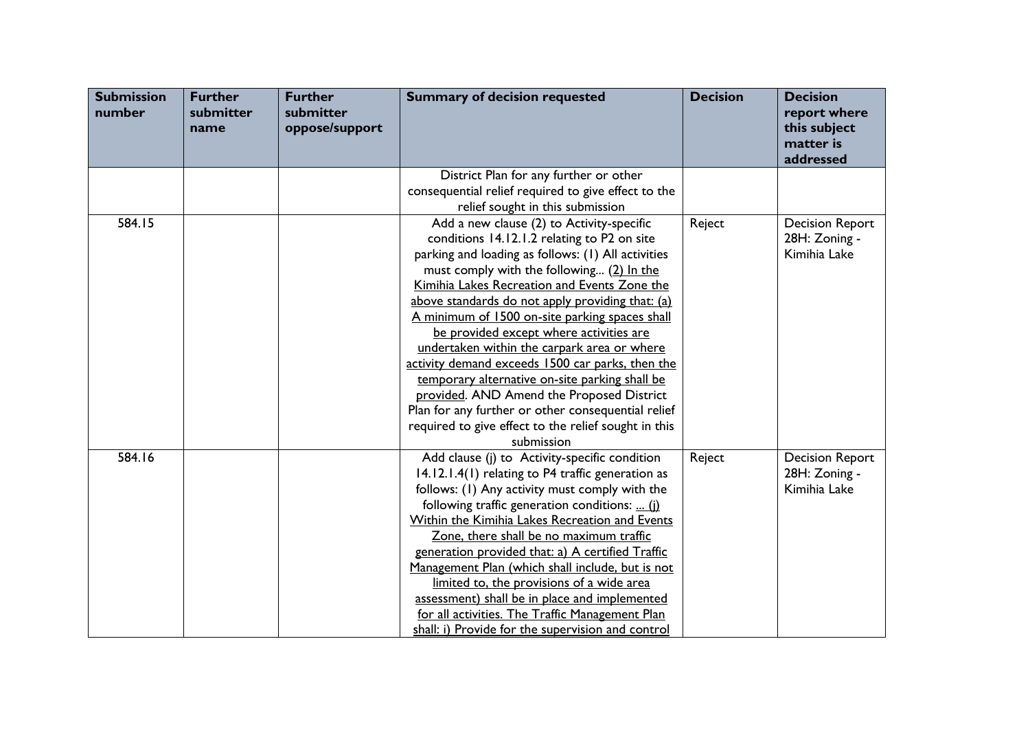| Submission number | Further submitter name | Further submitter oppose/support | Summary of decision requested | Decision | Decision report where this subject matter is addressed |
|---|---|---|---|---|---|
| | | | District Plan for any further or other consequential relief required to give effect to the relief sought in this submission | | |
| 584.15 | | | Add a new clause (2) to Activity-specific conditions 14.12.1.2 relating to P2 on site parking and loading as follows: (1) All activities must comply with the following... <u>(2) In the Kimihia Lakes Recreation and Events Zone the above standards do not apply providing that: (a) A minimum of 1500 on-site parking spaces shall be provided except where activities are undertaken within the carpark area or where activity demand exceeds 1500 car parks, then the temporary alternative on-site parking shall be provided</u>. AND Amend the Proposed District Plan for any further or other consequential relief required to give effect to the relief sought in this submission | Reject | Decision Report 28H: Zoning - Kimihia Lake |
| 584.16 | | | Add clause (j) to Activity-specific condition 14.12.1.4(1) relating to P4 traffic generation as follows: (1) Any activity must comply with the following traffic generation conditions: <u>... (j) Within the Kimihia Lakes Recreation and Events Zone, there shall be no maximum traffic generation provided that: a) A certified Traffic Management Plan (which shall include, but is not limited to, the provisions of a wide area assessment) shall be in place and implemented for all activities. The Traffic Management Plan shall: i) Provide for the supervision and control</u> | Reject | Decision Report 28H: Zoning - Kimihia Lake |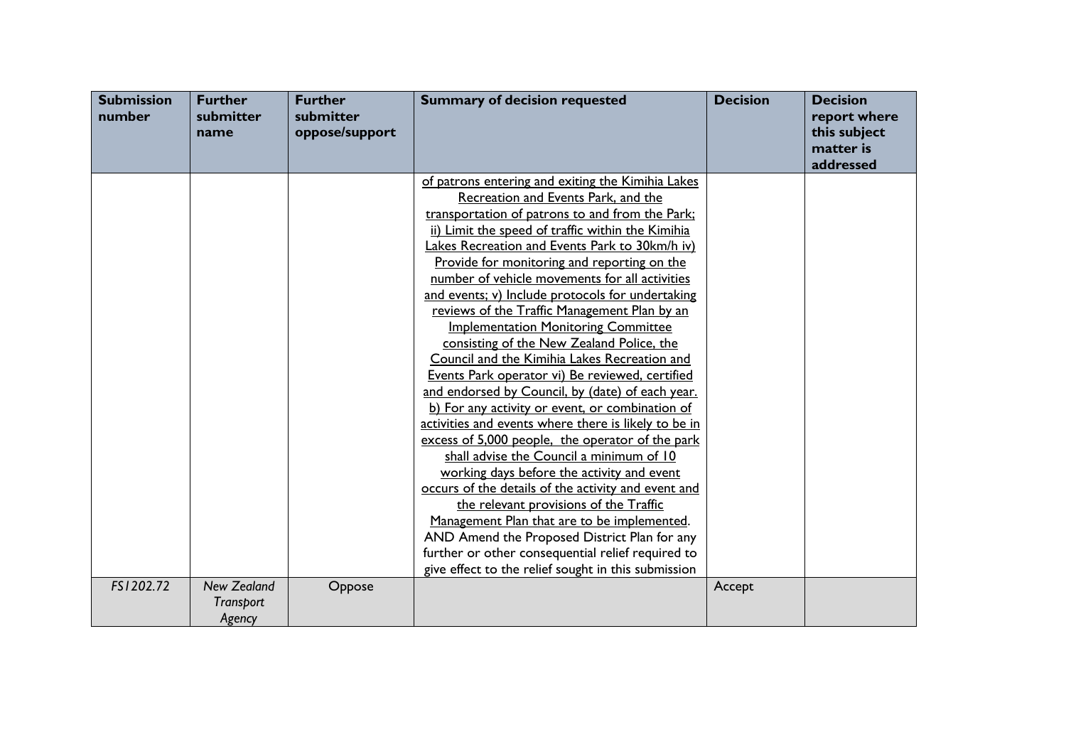| Submission number | Further submitter name | Further submitter oppose/support | Summary of decision requested | Decision | Decision report where this subject matter is addressed |
|---|---|---|---|---|---|
| | | | of patrons entering and exiting the Kimihia Lakes Recreation and Events Park, and the transportation of patrons to and from the Park; ii) Limit the speed of traffic within the Kimihia Lakes Recreation and Events Park to 30km/h iv) Provide for monitoring and reporting on the number of vehicle movements for all activities and events; v) Include protocols for undertaking reviews of the Traffic Management Plan by an Implementation Monitoring Committee consisting of the New Zealand Police, the Council and the Kimihia Lakes Recreation and Events Park operator vi) Be reviewed, certified and endorsed by Council, by (date) of each year. b) For any activity or event, or combination of activities and events where there is likely to be in excess of 5,000 people, the operator of the park shall advise the Council a minimum of 10 working days before the activity and event occurs of the details of the activity and event and the relevant provisions of the Traffic Management Plan that are to be implemented. AND Amend the Proposed District Plan for any further or other consequential relief required to give effect to the relief sought in this submission | | |
| *FS1202.72* | *New Zealand Transport Agency* | Oppose | | Accept | |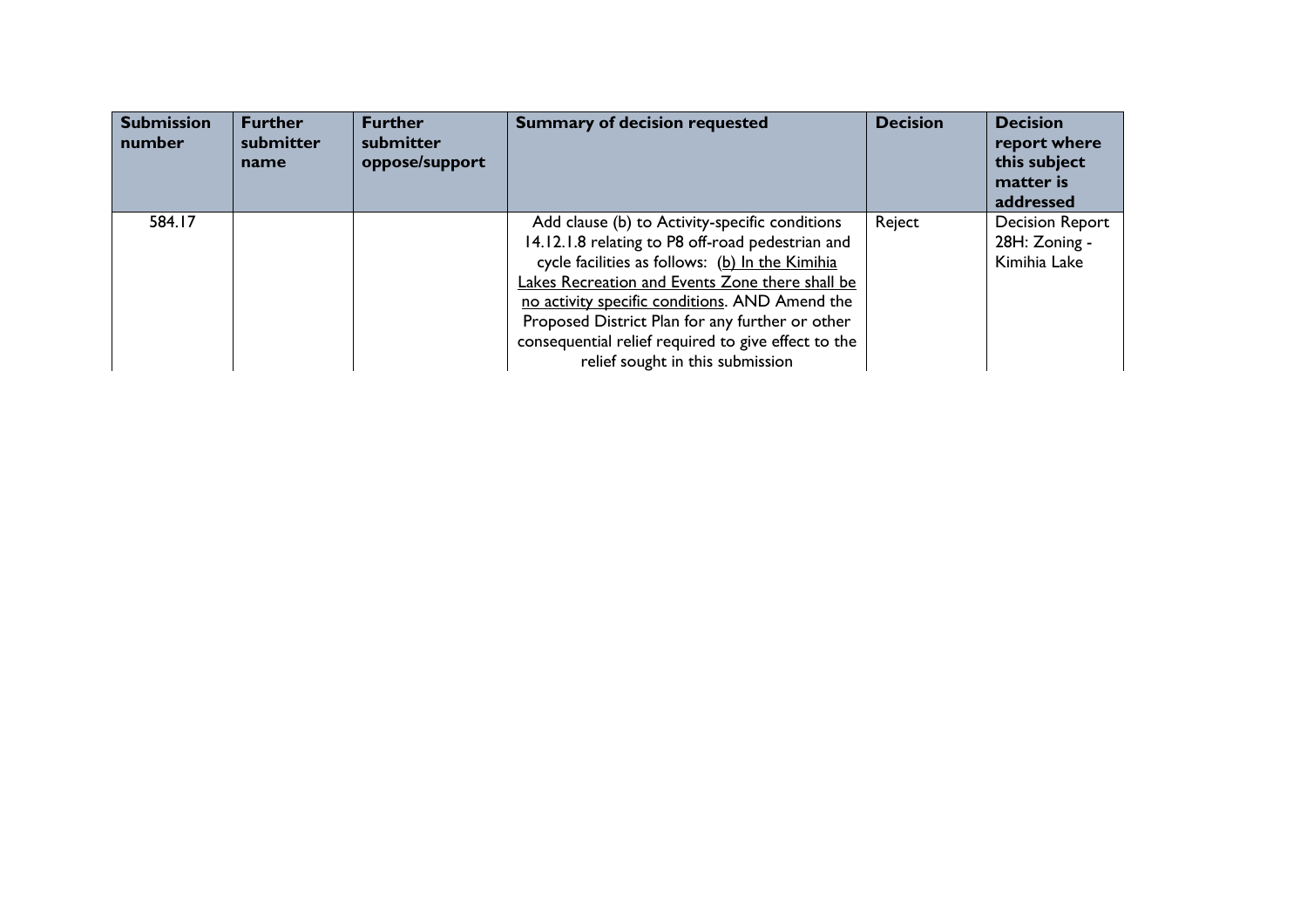| Submission number | Further submitter name | Further submitter oppose/support | Summary of decision requested | Decision | Decision report where this subject matter is addressed |
|---|---|---|---|---|---|
| 584.17 | | | Add clause (b) to Activity-specific conditions 14.12.1.8 relating to P8 off-road pedestrian and cycle facilities as follows: <u>(b) In the Kimihia Lakes Recreation and Events Zone there shall be no activity specific conditions</u>. AND Amend the Proposed District Plan for any further or other consequential relief required to give effect to the relief sought in this submission | Reject | Decision Report 28H: Zoning - Kimihia Lake |